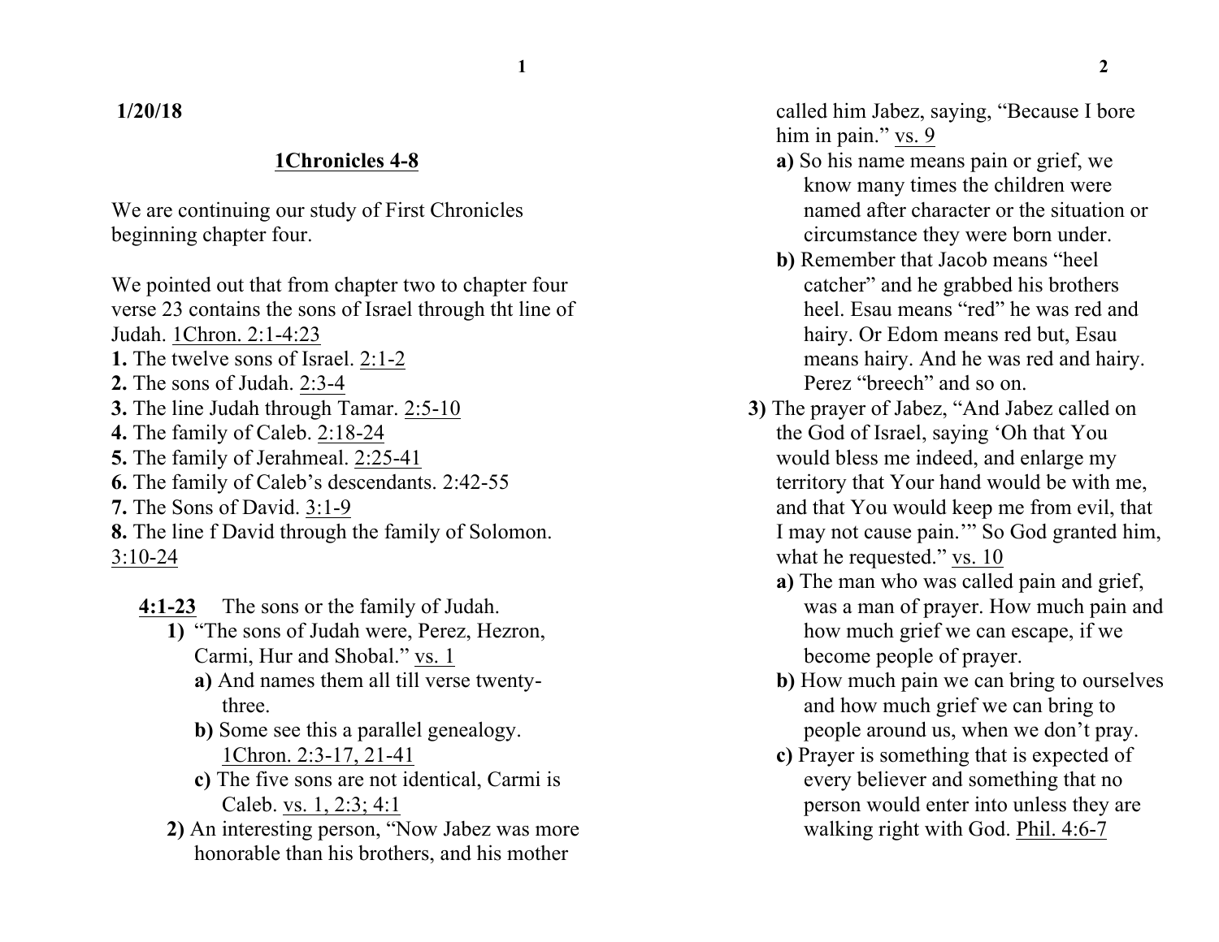**1/20/18**

**1Chronicles 4-8**

We are continuing our study of First Chronicles beginning chapter four.

We pointed out that from chapter two to chapter four verse 23 contains the sons of Israel through tht line of Judah. 1Chron. 2:1-4:23

**1.** The twelve sons of Israel. 2:1-2
**2.** The sons of Judah. 2:3-4
**3.** The line Judah through Tamar. 2:5-10
**4.** The family of Caleb. 2:18-24
**5.** The family of Jerahmeal. 2:25-41
**6.** The family of Caleb's descendants. 2:42-55
**7.** The Sons of David. 3:1-9
**8.** The line f David through the family of Solomon. 3:10-24

**4:1-23** The sons or the family of Judah.

**1)** "The sons of Judah were, Perez, Hezron, Carmi, Hur and Shobal." vs. 1
- **a)** And names them all till verse twenty-three.
- **b)** Some see this a parallel genealogy. 1Chron. 2:3-17, 21-41
- **c)** The five sons are not identical, Carmi is Caleb. vs. 1, 2:3; 4:1

**2)** An interesting person, "Now Jabez was more honorable than his brothers, and his mother called him Jabez, saying, "Because I bore him in pain." vs. 9
- **a)** So his name means pain or grief, we know many times the children were named after character or the situation or circumstance they were born under.
- **b)** Remember that Jacob means "heel catcher" and he grabbed his brothers heel. Esau means "red" he was red and hairy. Or Edom means red but, Esau means hairy. And he was red and hairy. Perez "breech" and so on.

**3)** The prayer of Jabez, "And Jabez called on the God of Israel, saying 'Oh that You would bless me indeed, and enlarge my territory that Your hand would be with me, and that You would keep me from evil, that I may not cause pain.'" So God granted him, what he requested." vs. 10
- **a)** The man who was called pain and grief, was a man of prayer. How much pain and how much grief we can escape, if we become people of prayer.
- **b)** How much pain we can bring to ourselves and how much grief we can bring to people around us, when we don't pray.
- **c)** Prayer is something that is expected of every believer and something that no person would enter into unless they are walking right with God. Phil. 4:6-7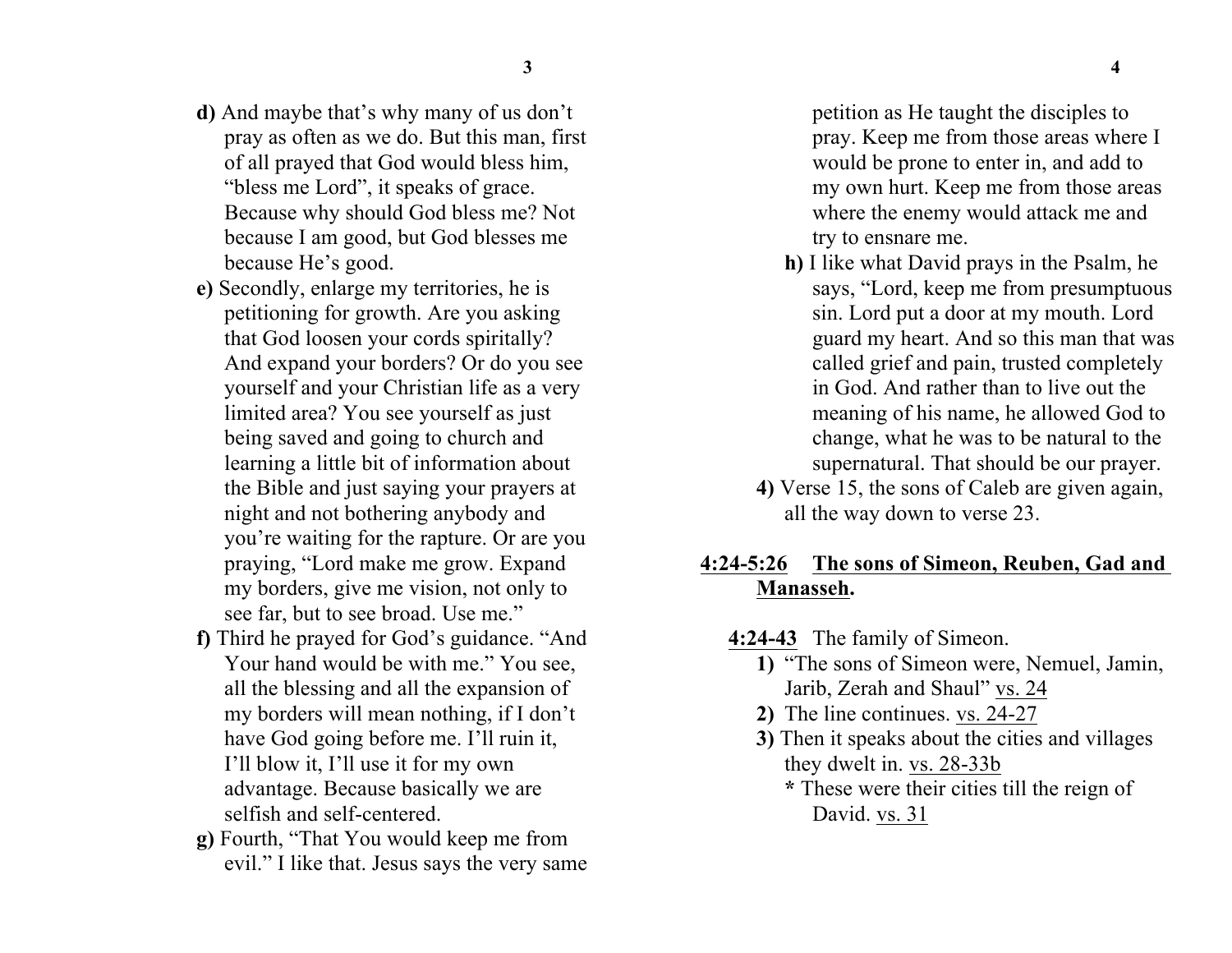**d)** And maybe that's why many of us don't pray as often as we do. But this man, first of all prayed that God would bless him, "bless me Lord", it speaks of grace. Because why should God bless me? Not because I am good, but God blesses me because He's good.

**e)** Secondly, enlarge my territories, he is petitioning for growth. Are you asking that God loosen your cords spiritally? And expand your borders? Or do you see yourself and your Christian life as a very limited area? You see yourself as just being saved and going to church and learning a little bit of information about the Bible and just saying your prayers at night and not bothering anybody and you're waiting for the rapture. Or are you praying, "Lord make me grow. Expand my borders, give me vision, not only to see far, but to see broad. Use me."

**f)** Third he prayed for God's guidance. "And Your hand would be with me." You see, all the blessing and all the expansion of my borders will mean nothing, if I don't have God going before me. I'll ruin it, I'll blow it, I'll use it for my own advantage. Because basically we are selfish and self-centered.

**g)** Fourth, "That You would keep me from evil." I like that. Jesus says the very same petition as He taught the disciples to pray. Keep me from those areas where I would be prone to enter in, and add to my own hurt. Keep me from those areas where the enemy would attack me and try to ensnare me.

**h)** I like what David prays in the Psalm, he says, "Lord, keep me from presumptuous sin. Lord put a door at my mouth. Lord guard my heart. And so this man that was called grief and pain, trusted completely in God. And rather than to live out the meaning of his name, he allowed God to change, what he was to be natural to the supernatural. That should be our prayer.

**4)** Verse 15, the sons of Caleb are given again, all the way down to verse 23.

## <u>4:24-5:26</u> <u>The sons of Simeon, Reuben, Gad and Manasseh</u>.

**<u>4:24-43</u>** The family of Simeon.

**1)** "The sons of Simeon were, Nemuel, Jamin, Jarib, Zerah and Shaul" <u>vs. 24</u>

**2)** The line continues. <u>vs. 24-27</u>

**3)** Then it speaks about the cities and villages they dwelt in. <u>vs. 28-33b</u>

**\*** These were their cities till the reign of David. <u>vs. 31</u>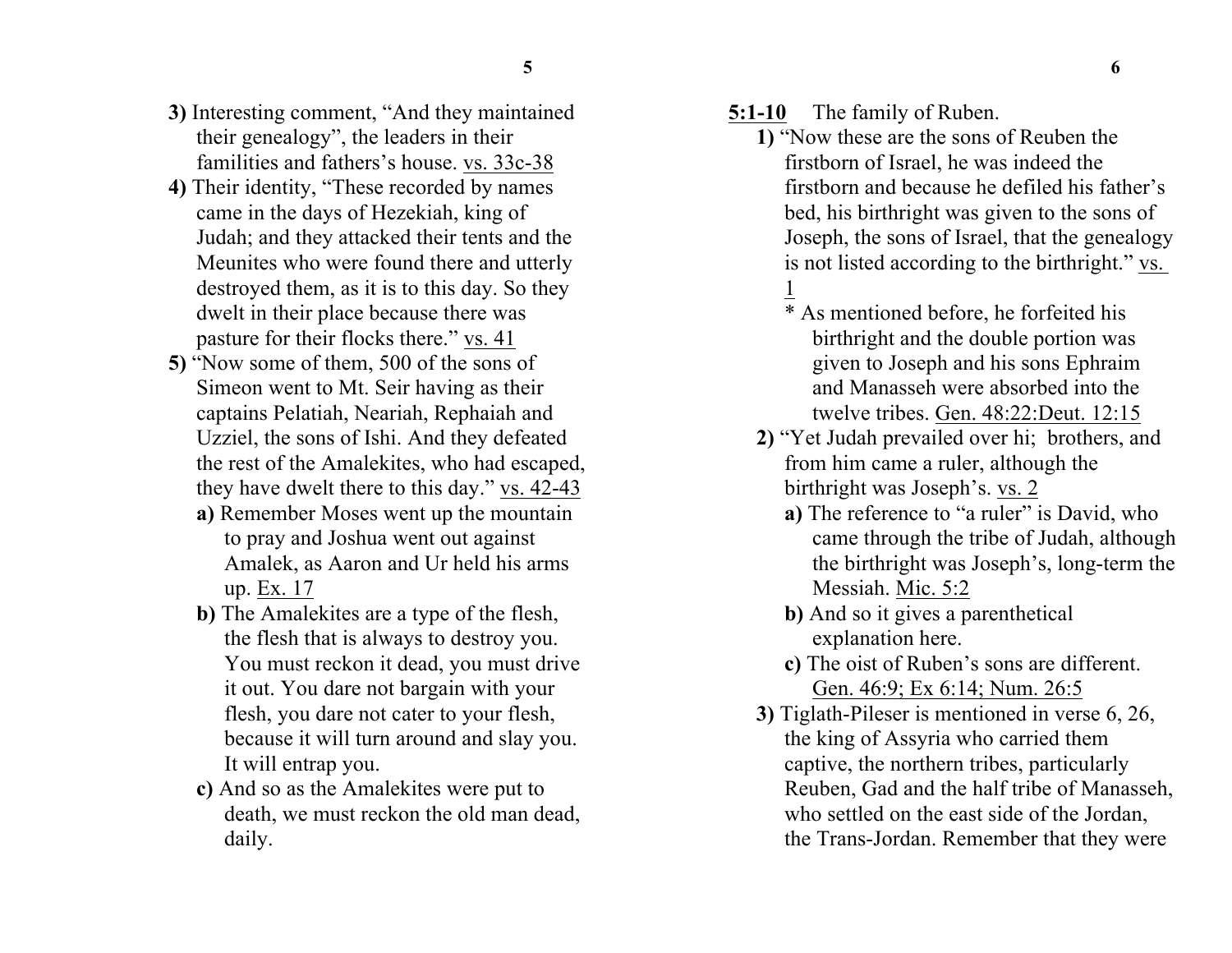**3)** Interesting comment, "And they maintained their genealogy", the leaders in their families and fathers's house. vs. 33c-38

**4)** Their identity, "These recorded by names came in the days of Hezekiah, king of Judah; and they attacked their tents and the Meunites who were found there and utterly destroyed them, as it is to this day. So they dwelt in their place because there was pasture for their flocks there." vs. 41

**5)** "Now some of them, 500 of the sons of Simeon went to Mt. Seir having as their captains Pelatiah, Neariah, Rephaiah and Uzziel, the sons of Ishi. And they defeated the rest of the Amalekites, who had escaped, they have dwelt there to this day." vs. 42-43

- **a)** Remember Moses went up the mountain to pray and Joshua went out against Amalek, as Aaron and Ur held his arms up. Ex. 17
- **b)** The Amalekites are a type of the flesh, the flesh that is always to destroy you. You must reckon it dead, you must drive it out. You dare not bargain with your flesh, you dare not cater to your flesh, because it will turn around and slay you. It will entrap you.
- **c)** And so as the Amalekites were put to death, we must reckon the old man dead, daily.

**5:1-10** The family of Ruben.

**1)** "Now these are the sons of Reuben the firstborn of Israel, he was indeed the firstborn and because he defiled his father's bed, his birthright was given to the sons of Joseph, the sons of Israel, that the genealogy is not listed according to the birthright." vs. 1

* As mentioned before, he forfeited his birthright and the double portion was given to Joseph and his sons Ephraim and Manasseh were absorbed into the twelve tribes. Gen. 48:22:Deut. 12:15

**2)** "Yet Judah prevailed over hi; brothers, and from him came a ruler, although the birthright was Joseph's. vs. 2

- **a)** The reference to "a ruler" is David, who came through the tribe of Judah, although the birthright was Joseph's, long-term the Messiah. Mic. 5:2
- **b)** And so it gives a parenthetical explanation here.
- **c)** The oist of Ruben's sons are different. Gen. 46:9; Ex 6:14; Num. 26:5

**3)** Tiglath-Pileser is mentioned in verse 6, 26, the king of Assyria who carried them captive, the northern tribes, particularly Reuben, Gad and the half tribe of Manasseh, who settled on the east side of the Jordan, the Trans-Jordan. Remember that they were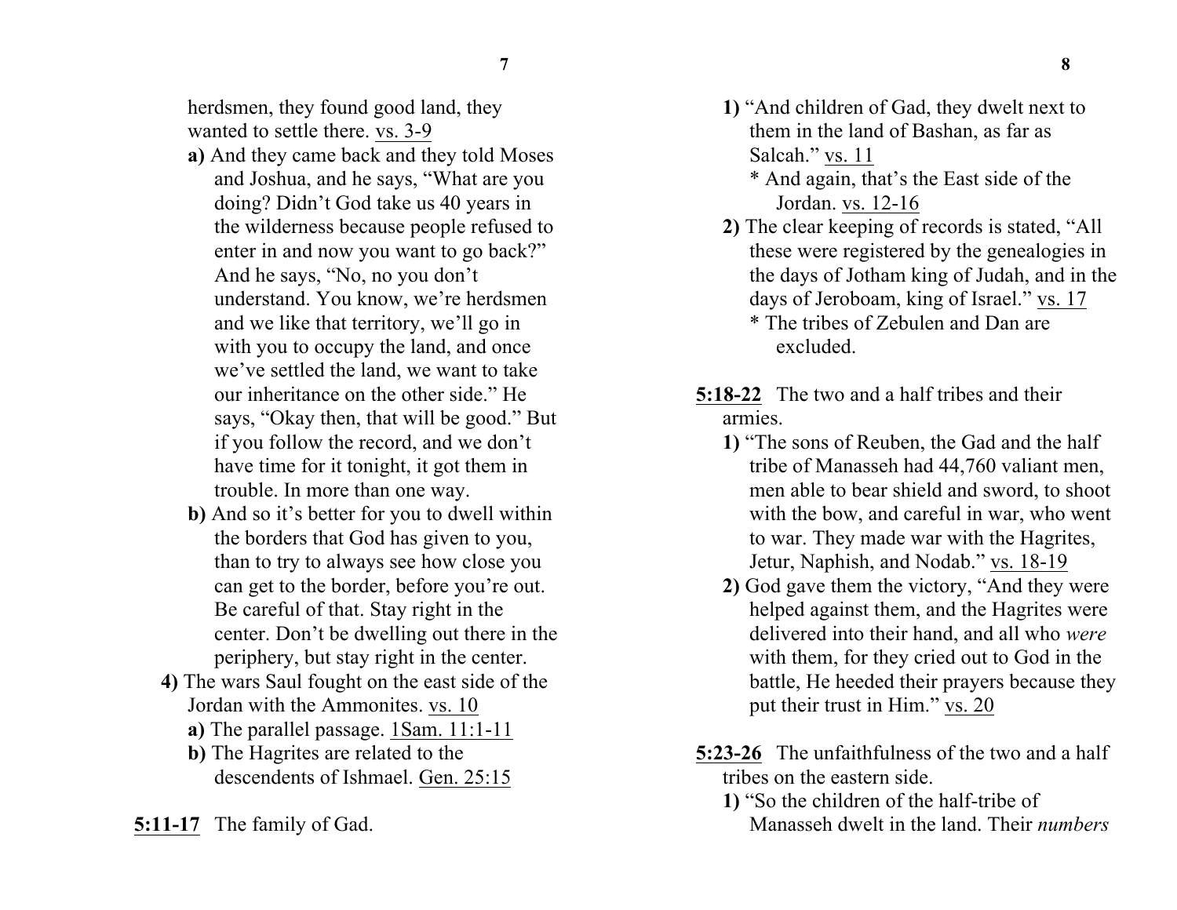herdsmen, they found good land, they wanted to settle there. vs. 3-9

- **a)** And they came back and they told Moses and Joshua, and he says, “What are you doing? Didn’t God take us 40 years in the wilderness because people refused to enter in and now you want to go back?” And he says, “No, no you don’t understand. You know, we’re herdsmen and we like that territory, we’ll go in with you to occupy the land, and once we’ve settled the land, we want to take our inheritance on the other side.” He says, “Okay then, that will be good.” But if you follow the record, and we don’t have time for it tonight, it got them in trouble. In more than one way.
- **b)** And so it’s better for you to dwell within the borders that God has given to you, than to try to always see how close you can get to the border, before you’re out. Be careful of that. Stay right in the center. Don’t be dwelling out there in the periphery, but stay right in the center.

**4)** The wars Saul fought on the east side of the Jordan with the Ammonites. vs. 10

- **a)** The parallel passage. 1Sam. 11:1-11
- **b)** The Hagrites are related to the descendents of Ishmael. Gen. 25:15

**5:11-17** The family of Gad.

**1)** “And children of Gad, they dwelt next to them in the land of Bashan, as far as Salcah.” vs. 11

\* And again, that’s the East side of the Jordan. vs. 12-16

**2)** The clear keeping of records is stated, “All these were registered by the genealogies in the days of Jotham king of Judah, and in the days of Jeroboam, king of Israel.” vs. 17

\* The tribes of Zebulen and Dan are excluded.

**5:18-22** The two and a half tribes and their armies.

**1)** “The sons of Reuben, the Gad and the half tribe of Manasseh had 44,760 valiant men, men able to bear shield and sword, to shoot with the bow, and careful in war, who went to war. They made war with the Hagrites, Jetur, Naphish, and Nodab.” vs. 18-19

**2)** God gave them the victory, “And they were helped against them, and the Hagrites were delivered into their hand, and all who *were* with them, for they cried out to God in the battle, He heeded their prayers because they put their trust in Him.” vs. 20

**5:23-26** The unfaithfulness of the two and a half tribes on the eastern side.

**1)** “So the children of the half-tribe of Manasseh dwelt in the land. Their *numbers*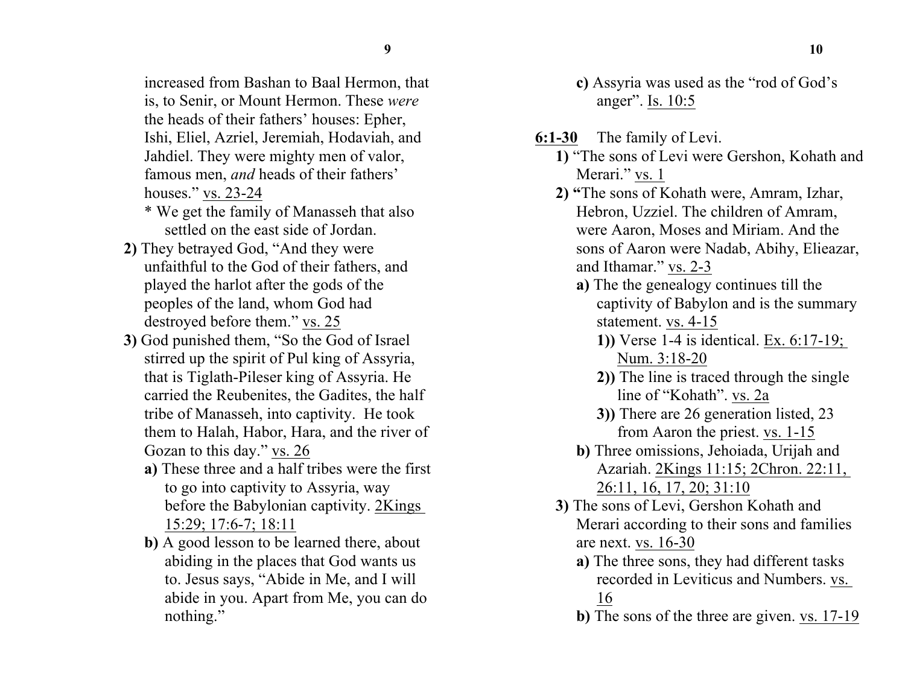increased from Bashan to Baal Hermon, that is, to Senir, or Mount Hermon. These *were* the heads of their fathers' houses: Epher, Ishi, Eliel, Azriel, Jeremiah, Hodaviah, and Jahdiel. They were mighty men of valor, famous men, *and* heads of their fathers' houses." vs. 23-24

\* We get the family of Manasseh that also settled on the east side of Jordan.

**2)** They betrayed God, "And they were unfaithful to the God of their fathers, and played the harlot after the gods of the peoples of the land, whom God had destroyed before them." vs. 25

**3)** God punished them, "So the God of Israel stirred up the spirit of Pul king of Assyria, that is Tiglath-Pileser king of Assyria. He carried the Reubenites, the Gadites, the half tribe of Manasseh, into captivity. He took them to Halah, Habor, Hara, and the river of Gozan to this day." vs. 26

- **a)** These three and a half tribes were the first to go into captivity to Assyria, way before the Babylonian captivity. 2Kings 15:29; 17:6-7; 18:11
- **b)** A good lesson to be learned there, about abiding in the places that God wants us to. Jesus says, "Abide in Me, and I will abide in you. Apart from Me, you can do nothing."
- **c)** Assyria was used as the "rod of God's anger". Is. 10:5

**6:1-30** The family of Levi.

**1)** "The sons of Levi were Gershon, Kohath and Merari." vs. 1

**2) "**The sons of Kohath were, Amram, Izhar, Hebron, Uzziel. The children of Amram, were Aaron, Moses and Miriam. And the sons of Aaron were Nadab, Abihy, Elieazar, and Ithamar." vs. 2-3

- **a)** The the genealogy continues till the captivity of Babylon and is the summary statement. vs. 4-15
  - **1))** Verse 1-4 is identical. Ex. 6:17-19; Num. 3:18-20
  - **2))** The line is traced through the single line of "Kohath". vs. 2a
  - **3))** There are 26 generation listed, 23 from Aaron the priest. vs. 1-15
- **b)** Three omissions, Jehoiada, Urijah and Azariah. 2Kings 11:15; 2Chron. 22:11, 26:11, 16, 17, 20; 31:10

**3)** The sons of Levi, Gershon Kohath and Merari according to their sons and families are next. vs. 16-30

- **a)** The three sons, they had different tasks recorded in Leviticus and Numbers. vs. 16
- **b)** The sons of the three are given. vs. 17-19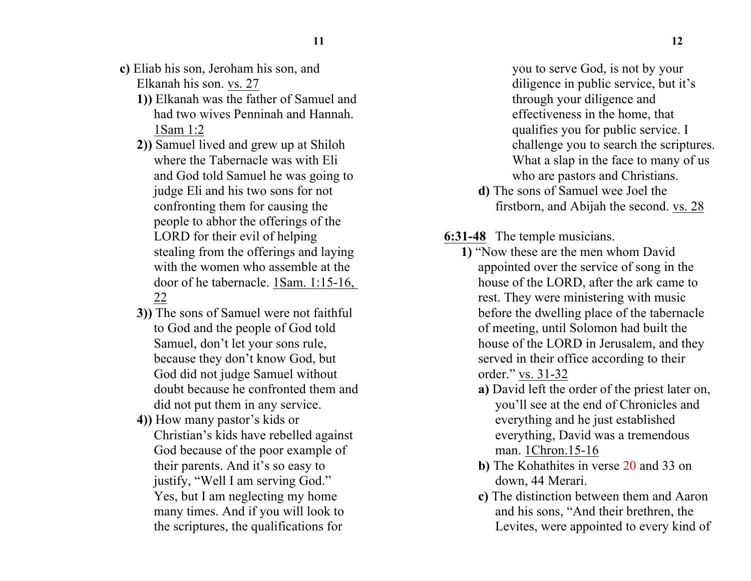**c)** Eliab his son, Jeroham his son, and Elkanah his son. vs. 27

- **1))** Elkanah was the father of Samuel and had two wives Penninah and Hannah. 1Sam 1:2
- **2))** Samuel lived and grew up at Shiloh where the Tabernacle was with Eli and God told Samuel he was going to judge Eli and his two sons for not confronting them for causing the people to abhor the offerings of the LORD for their evil of helping stealing from the offerings and laying with the women who assemble at the door of he tabernacle. 1Sam. 1:15-16, 22
- **3))** The sons of Samuel were not faithful to God and the people of God told Samuel, don't let your sons rule, because they don't know God, but God did not judge Samuel without doubt because he confronted them and did not put them in any service.
- **4))** How many pastor's kids or Christian's kids have rebelled against God because of the poor example of their parents. And it's so easy to justify, "Well I am serving God." Yes, but I am neglecting my home many times. And if you will look to the scriptures, the qualifications for you to serve God, is not by your diligence in public service, but it's through your diligence and effectiveness in the home, that qualifies you for public service. I challenge you to search the scriptures. What a slap in the face to many of us who are pastors and Christians.

**d)** The sons of Samuel wee Joel the firstborn, and Abijah the second. vs. 28

**6:31-48** The temple musicians.

- **1)** "Now these are the men whom David appointed over the service of song in the house of the LORD, after the ark came to rest. They were ministering with music before the dwelling place of the tabernacle of meeting, until Solomon had built the house of the LORD in Jerusalem, and they served in their office according to their order." vs. 31-32
  - **a)** David left the order of the priest later on, you'll see at the end of Chronicles and everything and he just established everything, David was a tremendous man. 1Chron.15-16
  - **b)** The Kohathites in verse 20 and 33 on down, 44 Merari.
  - **c)** The distinction between them and Aaron and his sons, "And their brethren, the Levites, were appointed to every kind of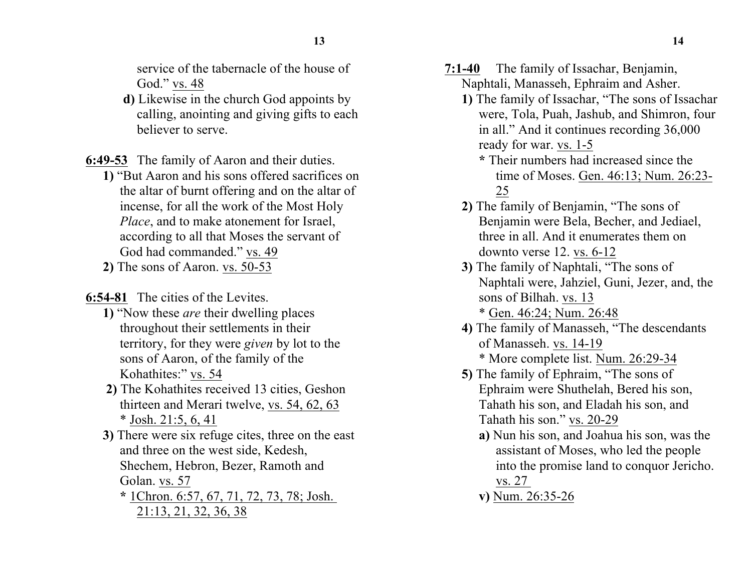service of the tabernacle of the house of God." vs. 48

**d)** Likewise in the church God appoints by calling, anointing and giving gifts to each believer to serve.

**6:49-53** The family of Aaron and their duties.

**1)** "But Aaron and his sons offered sacrifices on the altar of burnt offering and on the altar of incense, for all the work of the Most Holy *Place*, and to make atonement for Israel, according to all that Moses the servant of God had commanded." vs. 49

**2)** The sons of Aaron. vs. 50-53

**6:54-81** The cities of the Levites.

**1)** "Now these *are* their dwelling places throughout their settlements in their territory, for they were *given* by lot to the sons of Aaron, of the family of the Kohathites:" vs. 54

**2)** The Kohathites received 13 cities, Geshon thirteen and Merari twelve, vs. 54, 62, 63
* Josh. 21:5, 6, 41

**3)** There were six refuge cites, three on the east and three on the west side, Kedesh, Shechem, Hebron, Bezer, Ramoth and Golan. vs. 57
**\*** 1Chron. 6:57, 67, 71, 72, 73, 78; Josh. 21:13, 21, 32, 36, 38

**7:1-40** The family of Issachar, Benjamin, Naphtali, Manasseh, Ephraim and Asher.

**1)** The family of Issachar, "The sons of Issachar were, Tola, Puah, Jashub, and Shimron, four in all." And it continues recording 36,000 ready for war. vs. 1-5
**\*** Their numbers had increased since the time of Moses. Gen. 46:13; Num. 26:23-25

**2)** The family of Benjamin, "The sons of Benjamin were Bela, Becher, and Jediael, three in all. And it enumerates them on downto verse 12. vs. 6-12

**3)** The family of Naphtali, "The sons of Naphtali were, Jahziel, Guni, Jezer, and, the sons of Bilhah. vs. 13
* Gen. 46:24; Num. 26:48

**4)** The family of Manasseh, "The descendants of Manasseh. vs. 14-19
* More complete list. Num. 26:29-34

**5)** The family of Ephraim, "The sons of Ephraim were Shuthelah, Bered his son, Tahath his son, and Eladah his son, and Tahath his son." vs. 20-29

**a)** Nun his son, and Joahua his son, was the assistant of Moses, who led the people into the promise land to conquor Jericho. vs. 27

**v)** Num. 26:35-26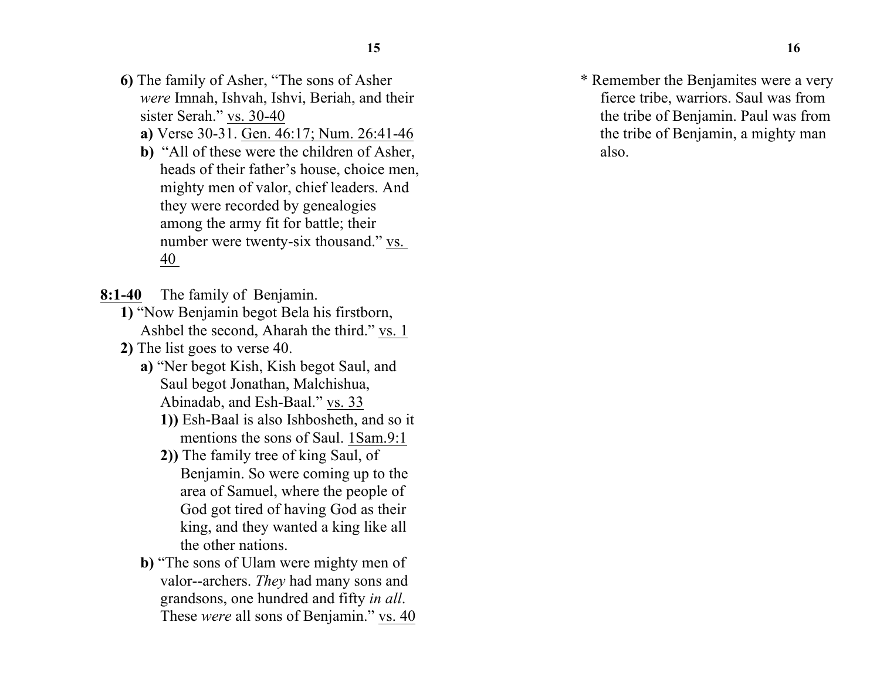**6)** The family of Asher, “The sons of Asher *were* Imnah, Ishvah, Ishvi, Beriah, and their sister Serah.” vs. 30-40

- **a)** Verse 30-31. Gen. 46:17; Num. 26:41-46
- **b)** “All of these were the children of Asher, heads of their father’s house, choice men, mighty men of valor, chief leaders. And they were recorded by genealogies among the army fit for battle; their number were twenty-six thousand.” vs. 40

**8:1-40** The family of Benjamin.

**1)** “Now Benjamin begot Bela his firstborn, Ashbel the second, Aharah the third.” vs. 1

**2)** The list goes to verse 40.

- **a)** “Ner begot Kish, Kish begot Saul, and Saul begot Jonathan, Malchishua, Abinadab, and Esh-Baal.” vs. 33
  - **1))** Esh-Baal is also Ishbosheth, and so it mentions the sons of Saul. 1Sam.9:1
  - **2))** The family tree of king Saul, of Benjamin. So were coming up to the area of Samuel, where the people of God got tired of having God as their king, and they wanted a king like all the other nations.
- **b)** “The sons of Ulam were mighty men of valor--archers. *They* had many sons and grandsons, one hundred and fifty *in all*. These *were* all sons of Benjamin.” vs. 40

* Remember the Benjamites were a very fierce tribe, warriors. Saul was from the tribe of Benjamin. Paul was from the tribe of Benjamin, a mighty man also.